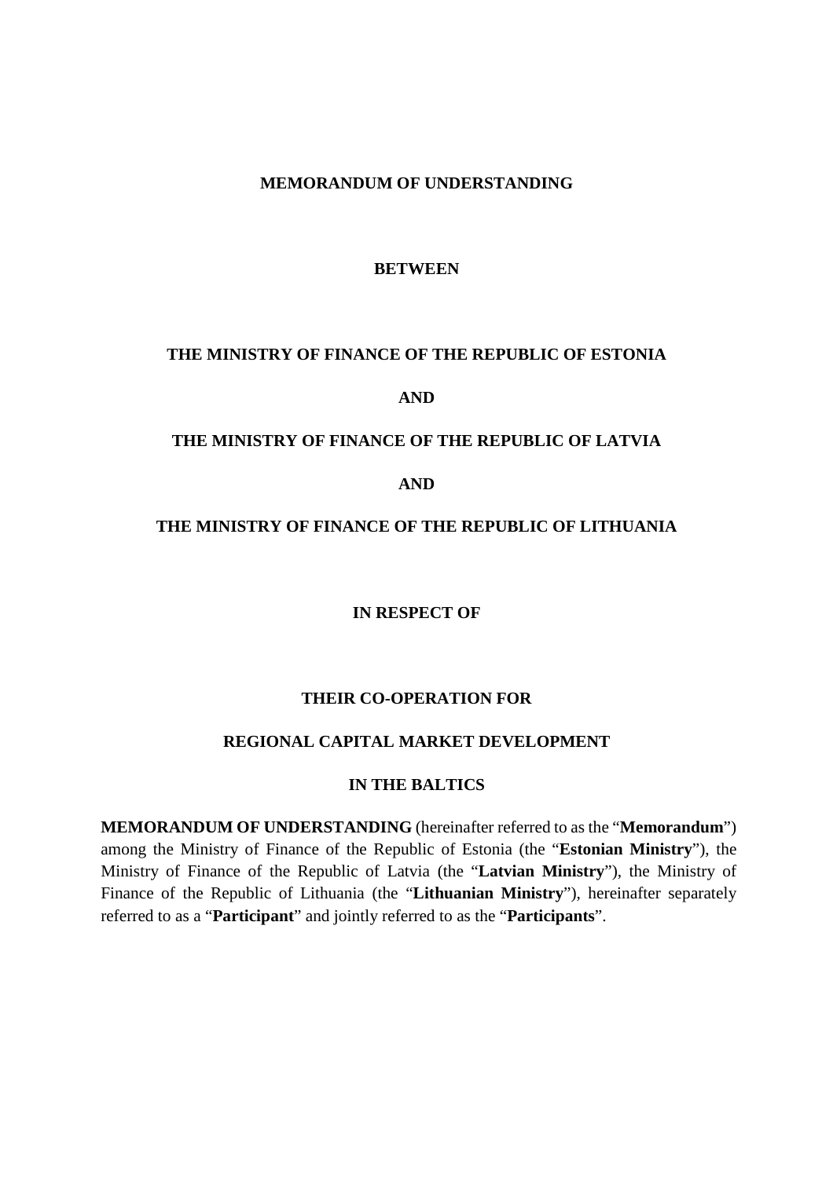**MEMORANDUM OF UNDERSTANDING**

**BETWEEN**

**THE MINISTRY OF FINANCE OF THE REPUBLIC OF ESTONIA**

**AND**

**THE MINISTRY OF FINANCE OF THE REPUBLIC OF LATVIA**

**AND**

**THE MINISTRY OF FINANCE OF THE REPUBLIC OF LITHUANIA**

**IN RESPECT OF**

**THEIR CO-OPERATION FOR**

**REGIONAL CAPITAL MARKET DEVELOPMENT**

**IN THE BALTICS**

**MEMORANDUM OF UNDERSTANDING** (hereinafter referred to as the "**Memorandum**") among the Ministry of Finance of the Republic of Estonia (the "**Estonian Ministry**"), the Ministry of Finance of the Republic of Latvia (the "**Latvian Ministry**"), the Ministry of Finance of the Republic of Lithuania (the "**Lithuanian Ministry**"), hereinafter separately referred to as a "**Participant**" and jointly referred to as the "**Participants**".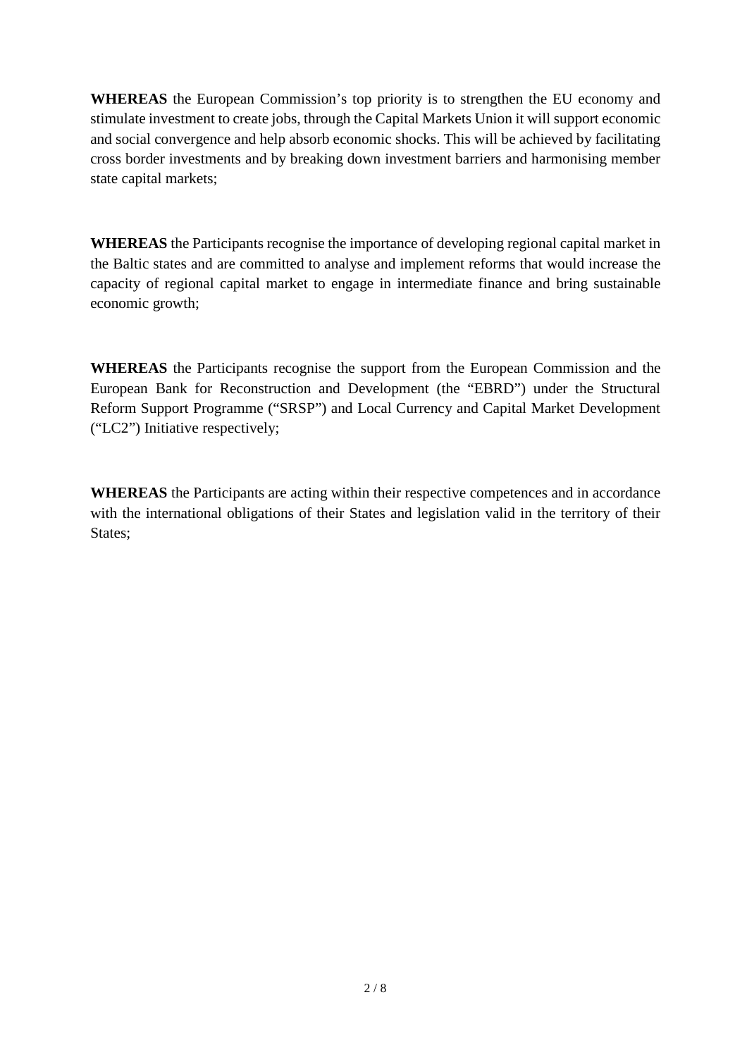**WHEREAS** the European Commission's top priority is to strengthen the EU economy and stimulate investment to create jobs, through the Capital Markets Union it will support economic and social convergence and help absorb economic shocks. This will be achieved by facilitating cross border investments and by breaking down investment barriers and harmonising member state capital markets;

**WHEREAS** the Participants recognise the importance of developing regional capital market in the Baltic states and are committed to analyse and implement reforms that would increase the capacity of regional capital market to engage in intermediate finance and bring sustainable economic growth;

**WHEREAS** the Participants recognise the support from the European Commission and the European Bank for Reconstruction and Development (the "EBRD") under the Structural Reform Support Programme ("SRSP") and Local Currency and Capital Market Development ("LC2") Initiative respectively;

**WHEREAS** the Participants are acting within their respective competences and in accordance with the international obligations of their States and legislation valid in the territory of their States;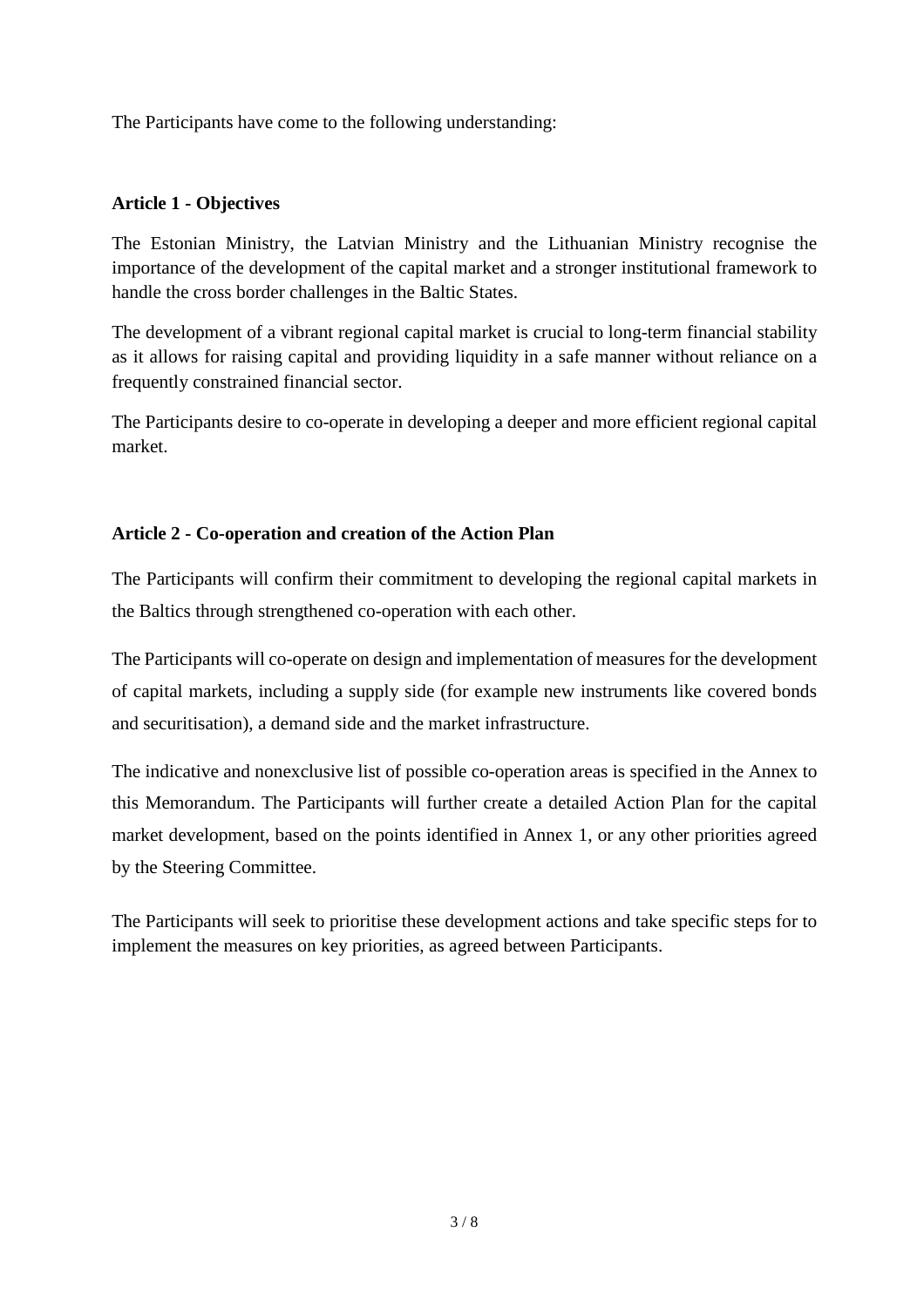The Participants have come to the following understanding:

**Article 1 - Objectives**

The Estonian Ministry, the Latvian Ministry and the Lithuanian Ministry recognise the importance of the development of the capital market and a stronger institutional framework to handle the cross border challenges in the Baltic States.

The development of a vibrant regional capital market is crucial to long-term financial stability as it allows for raising capital and providing liquidity in a safe manner without reliance on a frequently constrained financial sector.

The Participants desire to co-operate in developing a deeper and more efficient regional capital market.

**Article 2 - Co-operation and creation of the Action Plan**

The Participants will confirm their commitment to developing the regional capital markets in the Baltics through strengthened co-operation with each other.

The Participants will co-operate on design and implementation of measures for the development of capital markets, including a supply side (for example new instruments like covered bonds and securitisation), a demand side and the market infrastructure.

The indicative and nonexclusive list of possible co-operation areas is specified in the Annex to this Memorandum. The Participants will further create a detailed Action Plan for the capital market development, based on the points identified in Annex 1, or any other priorities agreed by the Steering Committee.

The Participants will seek to prioritise these development actions and take specific steps for to implement the measures on key priorities, as agreed between Participants.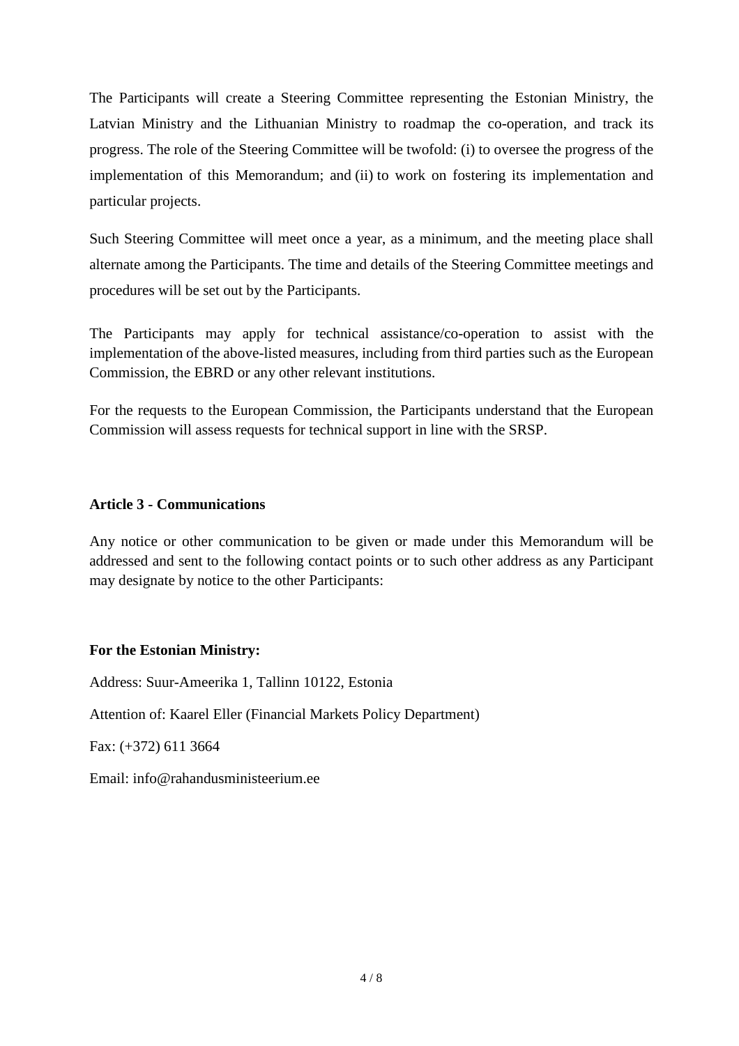The Participants will create a Steering Committee representing the Estonian Ministry, the Latvian Ministry and the Lithuanian Ministry to roadmap the co-operation, and track its progress. The role of the Steering Committee will be twofold: (i) to oversee the progress of the implementation of this Memorandum; and (ii) to work on fostering its implementation and particular projects.

Such Steering Committee will meet once a year, as a minimum, and the meeting place shall alternate among the Participants. The time and details of the Steering Committee meetings and procedures will be set out by the Participants.

The Participants may apply for technical assistance/co-operation to assist with the implementation of the above-listed measures, including from third parties such as the European Commission, the EBRD or any other relevant institutions.

For the requests to the European Commission, the Participants understand that the European Commission will assess requests for technical support in line with the SRSP.

**Article 3 - Communications**

Any notice or other communication to be given or made under this Memorandum will be addressed and sent to the following contact points or to such other address as any Participant may designate by notice to the other Participants:

**For the Estonian Ministry:**

Address: Suur-Ameerika 1, Tallinn 10122, Estonia

Attention of: Kaarel Eller (Financial Markets Policy Department)

Fax: (+372) 611 3664

Email: info@rahandusministeerium.ee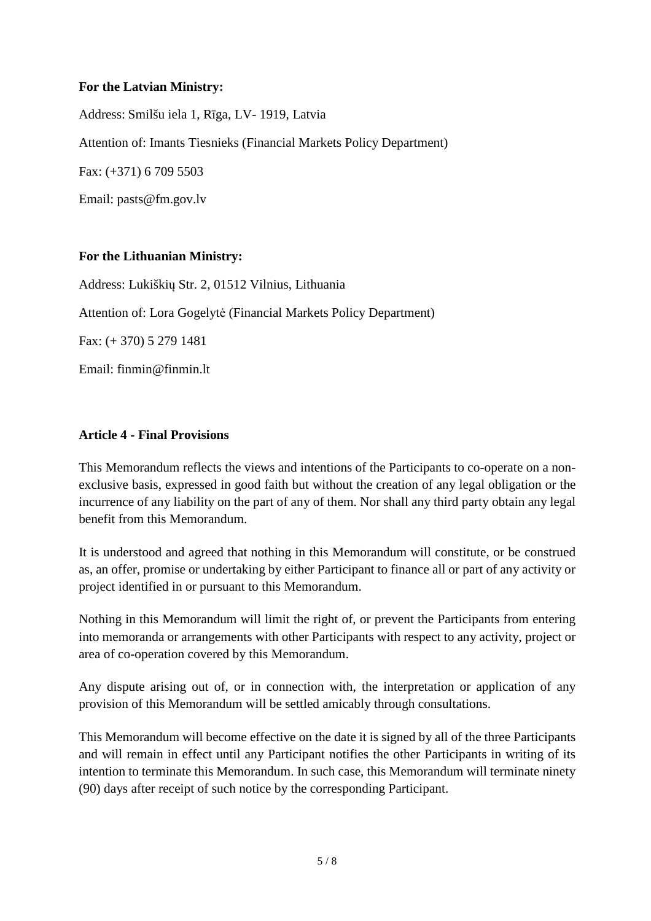**For the Latvian Ministry:**

Address: Smilšu iela 1, Rīga, LV- 1919, Latvia

Attention of: Imants Tiesnieks (Financial Markets Policy Department)

Fax: (+371) 6 709 5503

Email: pasts@fm.gov.lv

**For the Lithuanian Ministry:**

Address: Lukiškių Str. 2, 01512 Vilnius, Lithuania

Attention of: Lora Gogelytė (Financial Markets Policy Department)

Fax: (+ 370) 5 279 1481

Email: finmin@finmin.lt

**Article 4 - Final Provisions**

This Memorandum reflects the views and intentions of the Participants to co-operate on a non-exclusive basis, expressed in good faith but without the creation of any legal obligation or the incurrence of any liability on the part of any of them. Nor shall any third party obtain any legal benefit from this Memorandum.

It is understood and agreed that nothing in this Memorandum will constitute, or be construed as, an offer, promise or undertaking by either Participant to finance all or part of any activity or project identified in or pursuant to this Memorandum.

Nothing in this Memorandum will limit the right of, or prevent the Participants from entering into memoranda or arrangements with other Participants with respect to any activity, project or area of co-operation covered by this Memorandum.

Any dispute arising out of, or in connection with, the interpretation or application of any provision of this Memorandum will be settled amicably through consultations.

This Memorandum will become effective on the date it is signed by all of the three Participants and will remain in effect until any Participant notifies the other Participants in writing of its intention to terminate this Memorandum. In such case, this Memorandum will terminate ninety (90) days after receipt of such notice by the corresponding Participant.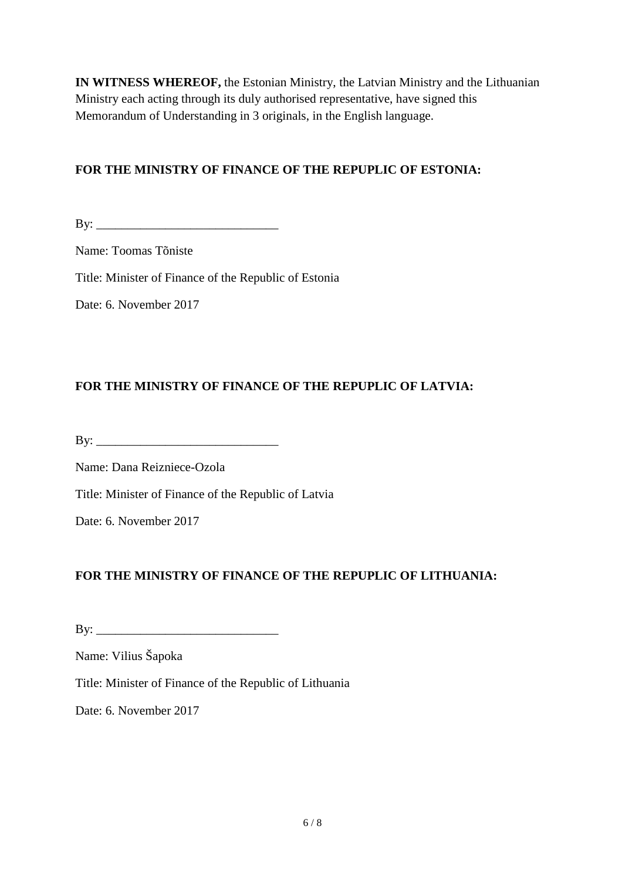**IN WITNESS WHEREOF,** the Estonian Ministry, the Latvian Ministry and the Lithuanian Ministry each acting through its duly authorised representative, have signed this Memorandum of Understanding in 3 originals, in the English language.

**FOR THE MINISTRY OF FINANCE OF THE REPUPLIC OF ESTONIA:**

By: _____________________________

Name: Toomas Tõniste

Title: Minister of Finance of the Republic of Estonia

Date: 6. November 2017

**FOR THE MINISTRY OF FINANCE OF THE REPUPLIC OF LATVIA:**

By: _____________________________

Name: Dana Reizniece-Ozola

Title: Minister of Finance of the Republic of Latvia

Date: 6. November 2017

**FOR THE MINISTRY OF FINANCE OF THE REPUPLIC OF LITHUANIA:**

By: _____________________________

Name: Vilius Šapoka

Title: Minister of Finance of the Republic of Lithuania

Date: 6. November 2017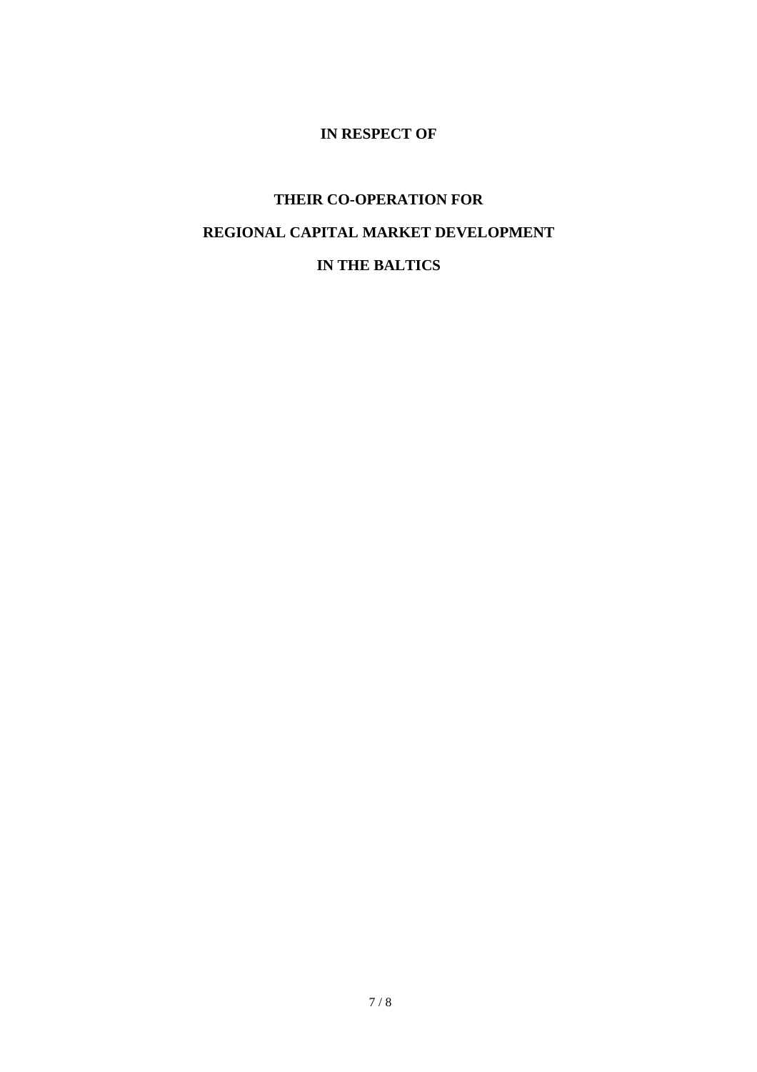**IN RESPECT OF**

**THEIR CO-OPERATION FOR**

**REGIONAL CAPITAL MARKET DEVELOPMENT**

**IN THE BALTICS**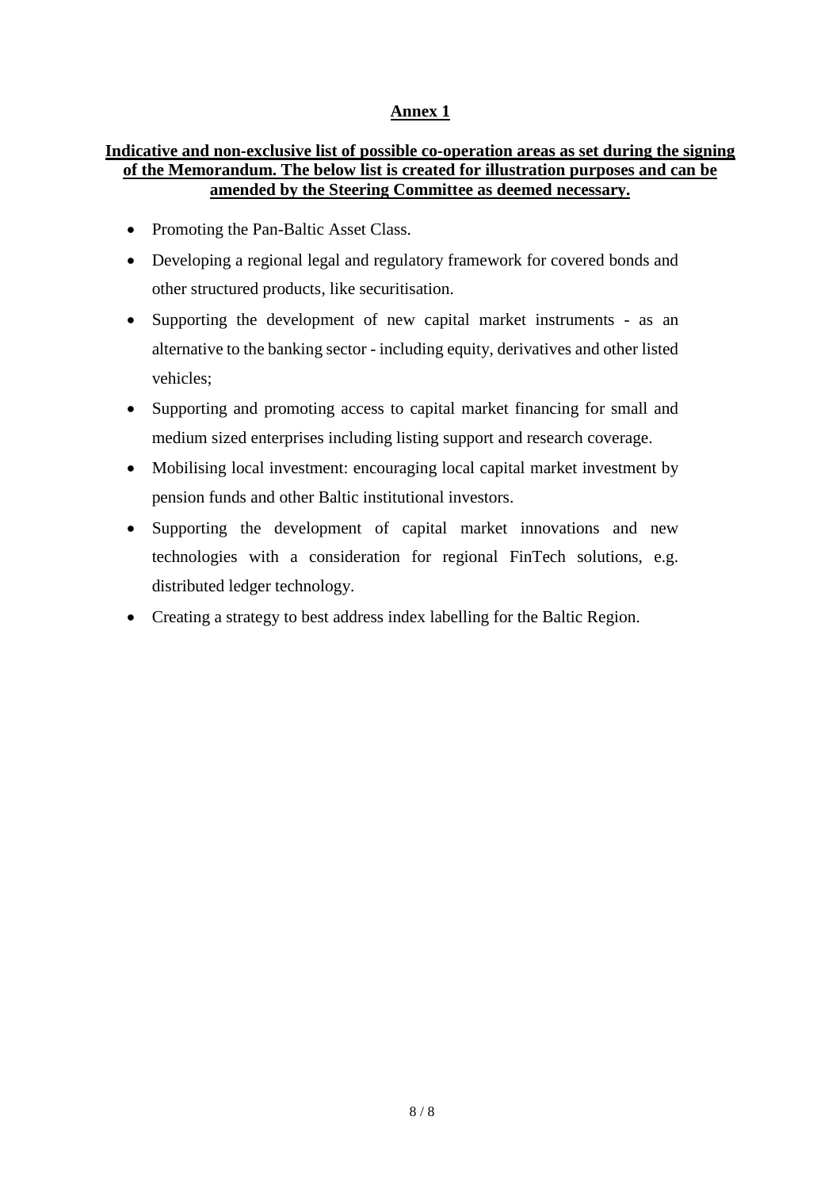# Annex 1

**Indicative and non-exclusive list of possible co-operation areas as set during the signing of the Memorandum. The below list is created for illustration purposes and can be amended by the Steering Committee as deemed necessary.**

- Promoting the Pan-Baltic Asset Class.
- Developing a regional legal and regulatory framework for covered bonds and other structured products, like securitisation.
- Supporting the development of new capital market instruments - as an alternative to the banking sector - including equity, derivatives and other listed vehicles;
- Supporting and promoting access to capital market financing for small and medium sized enterprises including listing support and research coverage.
- Mobilising local investment: encouraging local capital market investment by pension funds and other Baltic institutional investors.
- Supporting the development of capital market innovations and new technologies with a consideration for regional FinTech solutions, e.g. distributed ledger technology.
- Creating a strategy to best address index labelling for the Baltic Region.